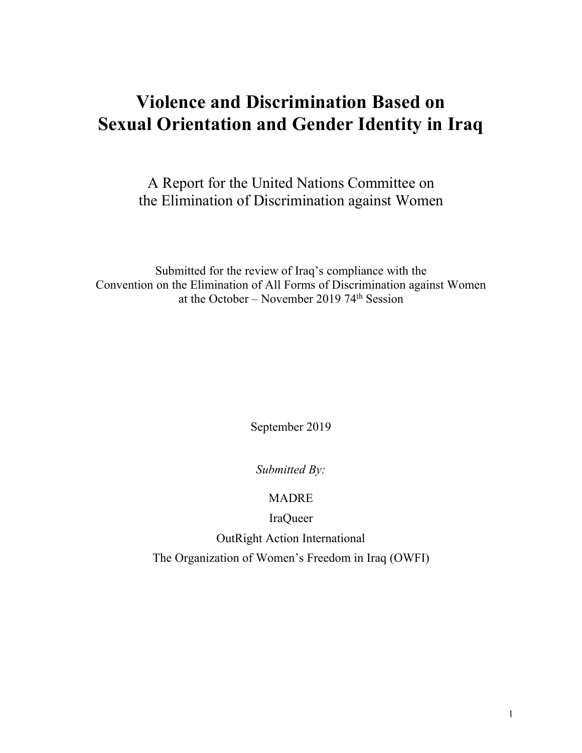# Violence and Discrimination Based on Sexual Orientation and Gender Identity in Iraq

A Report for the United Nations Committee on the Elimination of Discrimination against Women

Submitted for the review of Iraq's compliance with the Convention on the Elimination of All Forms of Discrimination against Women at the October – November 2019 74th Session

September 2019

*Submitted By:*

MADRE

IraQueer

OutRight Action International

The Organization of Women's Freedom in Iraq (OWFI)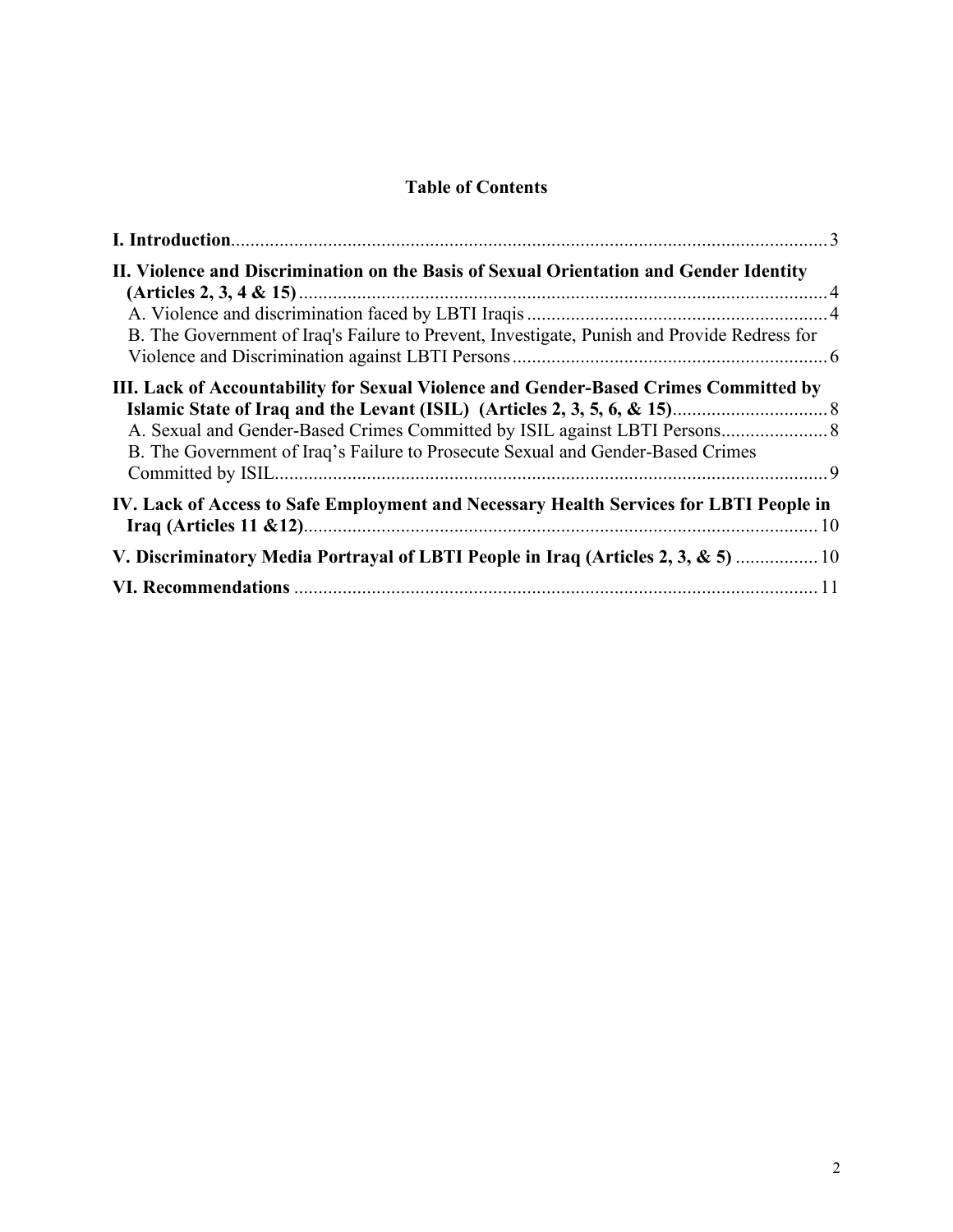## Table of Contents

**I. Introduction** ........ 3

**II. Violence and Discrimination on the Basis of Sexual Orientation and Gender Identity (Articles 2, 3, 4 & 15)** ........ 4

- A. Violence and discrimination faced by LBTI Iraqis ........ 4
- B. The Government of Iraq's Failure to Prevent, Investigate, Punish and Provide Redress for Violence and Discrimination against LBTI Persons ........ 6

**III. Lack of Accountability for Sexual Violence and Gender-Based Crimes Committed by Islamic State of Iraq and the Levant (ISIL) (Articles 2, 3, 5, 6, & 15)** ........ 8

- A. Sexual and Gender-Based Crimes Committed by ISIL against LBTI Persons ........ 8
- B. The Government of Iraq's Failure to Prosecute Sexual and Gender-Based Crimes Committed by ISIL ........ 9

**IV. Lack of Access to Safe Employment and Necessary Health Services for LBTI People in Iraq (Articles 11 &12)** ........ 10

**V. Discriminatory Media Portrayal of LBTI People in Iraq (Articles 2, 3, & 5)** ........ 10

**VI. Recommendations** ........ 11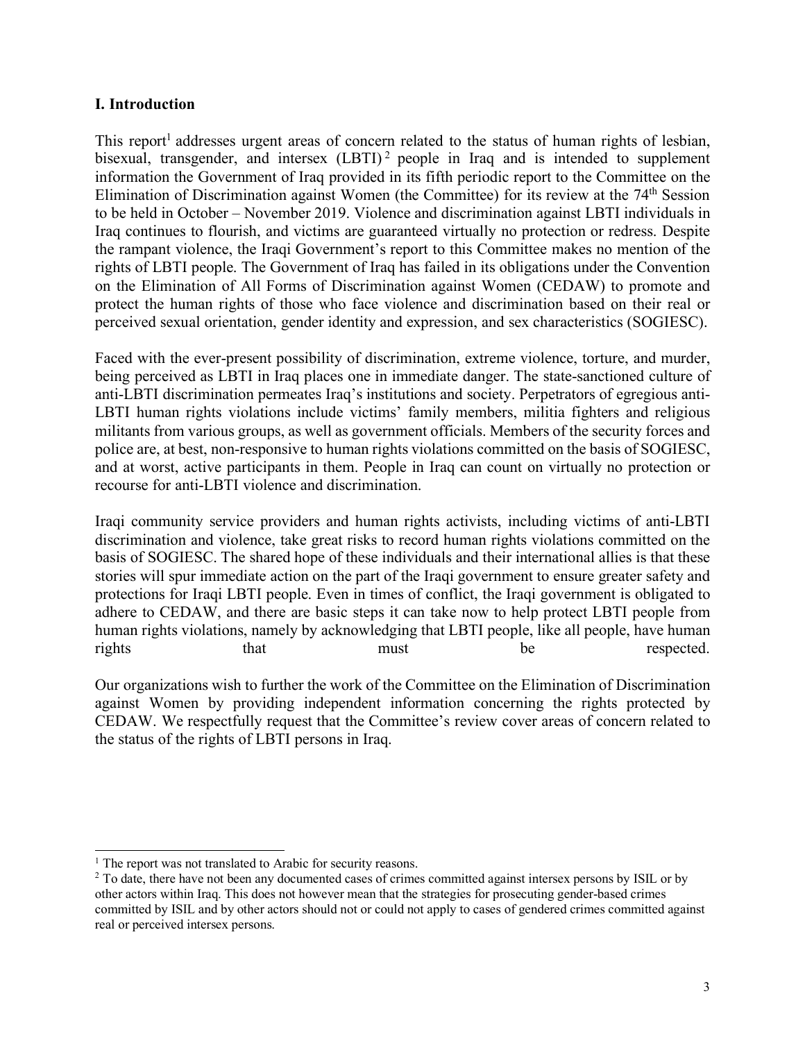## I. Introduction

This report[1] addresses urgent areas of concern related to the status of human rights of lesbian, bisexual, transgender, and intersex (LBTI)[2] people in Iraq and is intended to supplement information the Government of Iraq provided in its fifth periodic report to the Committee on the Elimination of Discrimination against Women (the Committee) for its review at the 74th Session to be held in October – November 2019. Violence and discrimination against LBTI individuals in Iraq continues to flourish, and victims are guaranteed virtually no protection or redress. Despite the rampant violence, the Iraqi Government's report to this Committee makes no mention of the rights of LBTI people. The Government of Iraq has failed in its obligations under the Convention on the Elimination of All Forms of Discrimination against Women (CEDAW) to promote and protect the human rights of those who face violence and discrimination based on their real or perceived sexual orientation, gender identity and expression, and sex characteristics (SOGIESC).

Faced with the ever-present possibility of discrimination, extreme violence, torture, and murder, being perceived as LBTI in Iraq places one in immediate danger. The state-sanctioned culture of anti-LBTI discrimination permeates Iraq's institutions and society. Perpetrators of egregious anti-LBTI human rights violations include victims' family members, militia fighters and religious militants from various groups, as well as government officials. Members of the security forces and police are, at best, non-responsive to human rights violations committed on the basis of SOGIESC, and at worst, active participants in them. People in Iraq can count on virtually no protection or recourse for anti-LBTI violence and discrimination.

Iraqi community service providers and human rights activists, including victims of anti-LBTI discrimination and violence, take great risks to record human rights violations committed on the basis of SOGIESC. The shared hope of these individuals and their international allies is that these stories will spur immediate action on the part of the Iraqi government to ensure greater safety and protections for Iraqi LBTI people. Even in times of conflict, the Iraqi government is obligated to adhere to CEDAW, and there are basic steps it can take now to help protect LBTI people from human rights violations, namely by acknowledging that LBTI people, like all people, have human rights that must be respected.

Our organizations wish to further the work of the Committee on the Elimination of Discrimination against Women by providing independent information concerning the rights protected by CEDAW. We respectfully request that the Committee's review cover areas of concern related to the status of the rights of LBTI persons in Iraq.

---

[1] The report was not translated to Arabic for security reasons.

[2] To date, there have not been any documented cases of crimes committed against intersex persons by ISIL or by other actors within Iraq. This does not however mean that the strategies for prosecuting gender-based crimes committed by ISIL and by other actors should not or could not apply to cases of gendered crimes committed against real or perceived intersex persons.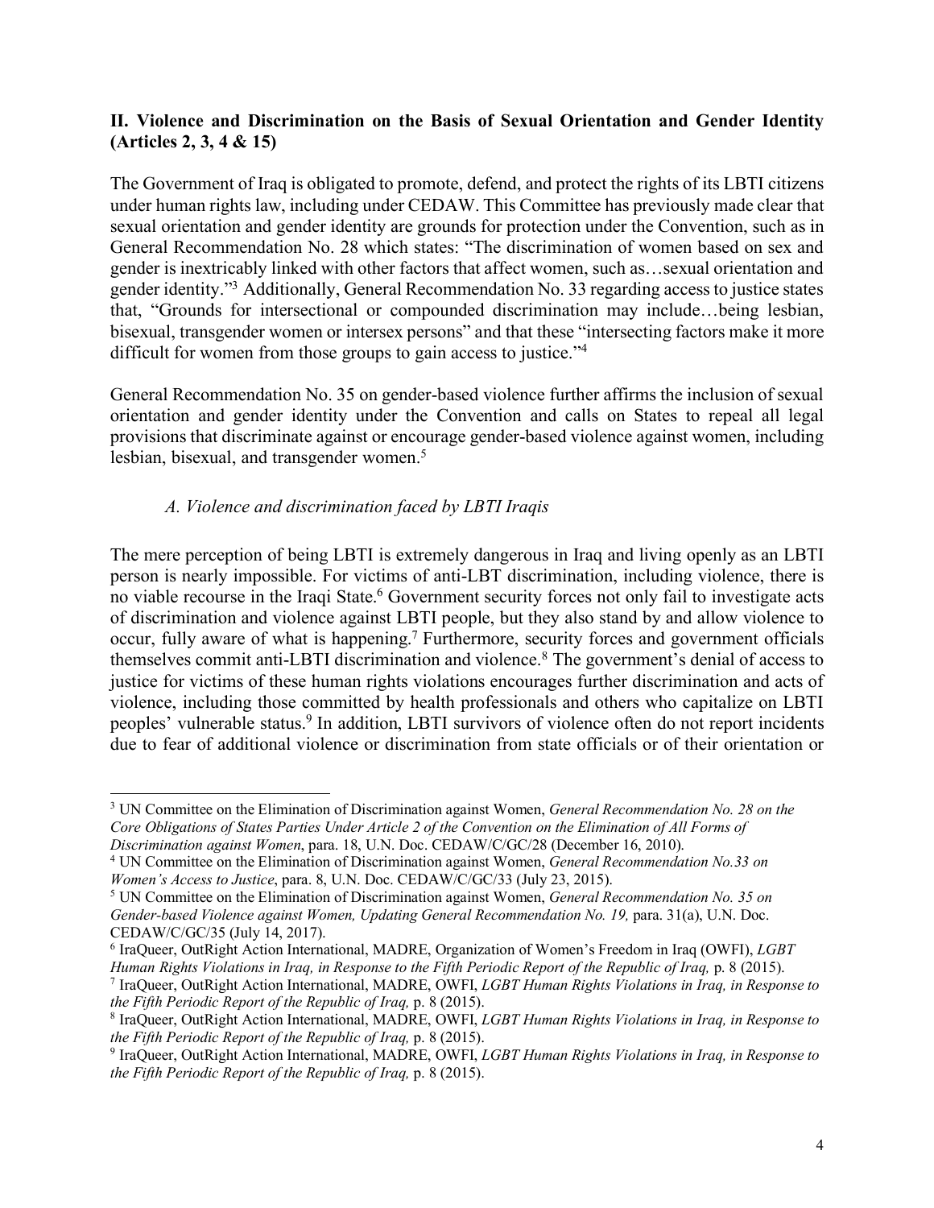## II. Violence and Discrimination on the Basis of Sexual Orientation and Gender Identity (Articles 2, 3, 4 & 15)

The Government of Iraq is obligated to promote, defend, and protect the rights of its LBTI citizens under human rights law, including under CEDAW. This Committee has previously made clear that sexual orientation and gender identity are grounds for protection under the Convention, such as in General Recommendation No. 28 which states: "The discrimination of women based on sex and gender is inextricably linked with other factors that affect women, such as…sexual orientation and gender identity."[3] Additionally, General Recommendation No. 33 regarding access to justice states that, "Grounds for intersectional or compounded discrimination may include…being lesbian, bisexual, transgender women or intersex persons" and that these "intersecting factors make it more difficult for women from those groups to gain access to justice."[4]

General Recommendation No. 35 on gender-based violence further affirms the inclusion of sexual orientation and gender identity under the Convention and calls on States to repeal all legal provisions that discriminate against or encourage gender-based violence against women, including lesbian, bisexual, and transgender women.[5]

### *A. Violence and discrimination faced by LBTI Iraqis*

The mere perception of being LBTI is extremely dangerous in Iraq and living openly as an LBTI person is nearly impossible. For victims of anti-LBT discrimination, including violence, there is no viable recourse in the Iraqi State.[6] Government security forces not only fail to investigate acts of discrimination and violence against LBTI people, but they also stand by and allow violence to occur, fully aware of what is happening.[7] Furthermore, security forces and government officials themselves commit anti-LBTI discrimination and violence.[8] The government's denial of access to justice for victims of these human rights violations encourages further discrimination and acts of violence, including those committed by health professionals and others who capitalize on LBTI peoples' vulnerable status.[9] In addition, LBTI survivors of violence often do not report incidents due to fear of additional violence or discrimination from state officials or of their orientation or

---

[3] UN Committee on the Elimination of Discrimination against Women, *General Recommendation No. 28 on the Core Obligations of States Parties Under Article 2 of the Convention on the Elimination of All Forms of Discrimination against Women*, para. 18, U.N. Doc. CEDAW/C/GC/28 (December 16, 2010).

[4] UN Committee on the Elimination of Discrimination against Women, *General Recommendation No.33 on Women's Access to Justice*, para. 8, U.N. Doc. CEDAW/C/GC/33 (July 23, 2015).

[5] UN Committee on the Elimination of Discrimination against Women, *General Recommendation No. 35 on Gender-based Violence against Women, Updating General Recommendation No. 19,* para. 31(a), U.N. Doc. CEDAW/C/GC/35 (July 14, 2017).

[6] IraQueer, OutRight Action International, MADRE, Organization of Women's Freedom in Iraq (OWFI), *LGBT Human Rights Violations in Iraq, in Response to the Fifth Periodic Report of the Republic of Iraq,* p. 8 (2015).

[7] IraQueer, OutRight Action International, MADRE, OWFI, *LGBT Human Rights Violations in Iraq, in Response to the Fifth Periodic Report of the Republic of Iraq,* p. 8 (2015).

[8] IraQueer, OutRight Action International, MADRE, OWFI, *LGBT Human Rights Violations in Iraq, in Response to the Fifth Periodic Report of the Republic of Iraq,* p. 8 (2015).

[9] IraQueer, OutRight Action International, MADRE, OWFI, *LGBT Human Rights Violations in Iraq, in Response to the Fifth Periodic Report of the Republic of Iraq,* p. 8 (2015).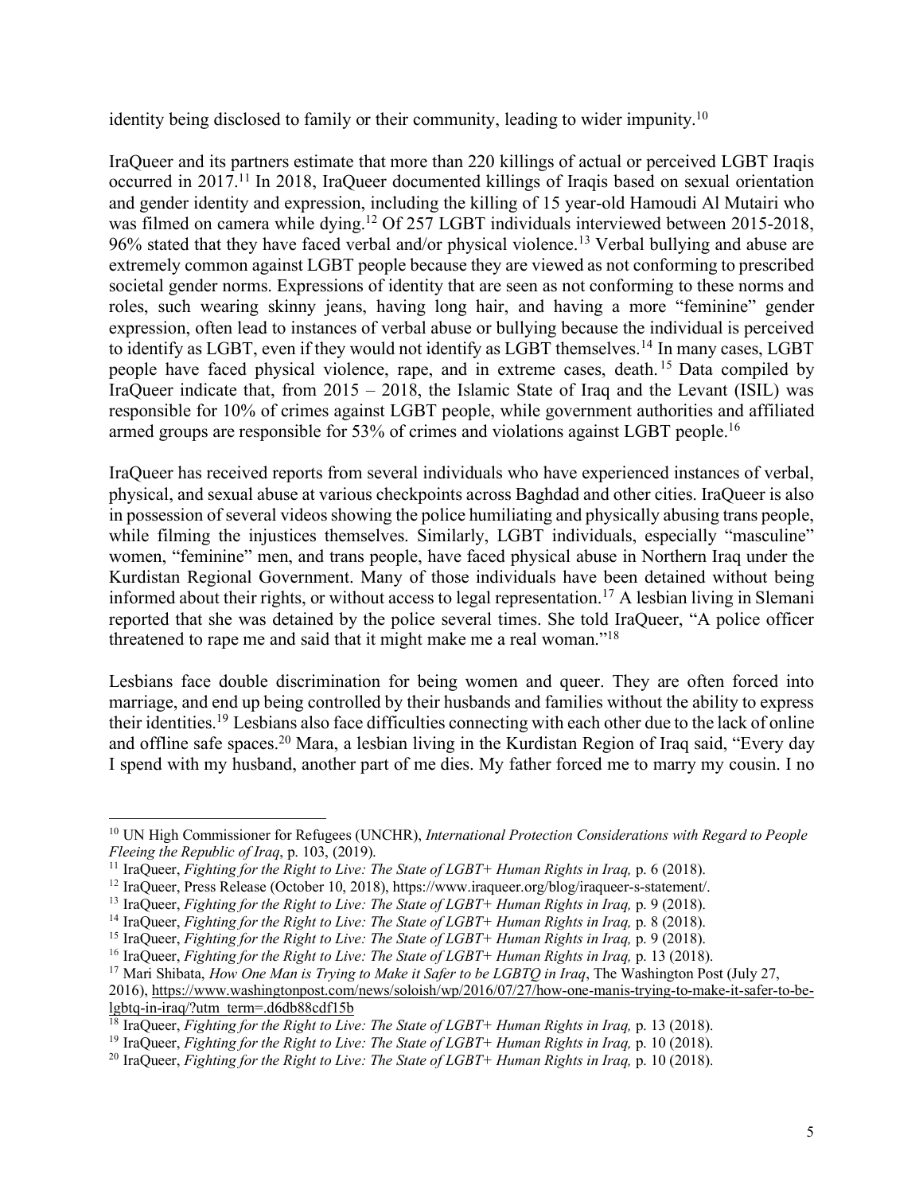identity being disclosed to family or their community, leading to wider impunity.[10]

IraQueer and its partners estimate that more than 220 killings of actual or perceived LGBT Iraqis occurred in 2017.[11] In 2018, IraQueer documented killings of Iraqis based on sexual orientation and gender identity and expression, including the killing of 15 year-old Hamoudi Al Mutairi who was filmed on camera while dying.[12] Of 257 LGBT individuals interviewed between 2015-2018, 96% stated that they have faced verbal and/or physical violence.[13] Verbal bullying and abuse are extremely common against LGBT people because they are viewed as not conforming to prescribed societal gender norms. Expressions of identity that are seen as not conforming to these norms and roles, such wearing skinny jeans, having long hair, and having a more "feminine" gender expression, often lead to instances of verbal abuse or bullying because the individual is perceived to identify as LGBT, even if they would not identify as LGBT themselves.[14] In many cases, LGBT people have faced physical violence, rape, and in extreme cases, death.[15] Data compiled by IraQueer indicate that, from 2015 – 2018, the Islamic State of Iraq and the Levant (ISIL) was responsible for 10% of crimes against LGBT people, while government authorities and affiliated armed groups are responsible for 53% of crimes and violations against LGBT people.[16]

IraQueer has received reports from several individuals who have experienced instances of verbal, physical, and sexual abuse at various checkpoints across Baghdad and other cities. IraQueer is also in possession of several videos showing the police humiliating and physically abusing trans people, while filming the injustices themselves. Similarly, LGBT individuals, especially "masculine" women, "feminine" men, and trans people, have faced physical abuse in Northern Iraq under the Kurdistan Regional Government. Many of those individuals have been detained without being informed about their rights, or without access to legal representation.[17] A lesbian living in Slemani reported that she was detained by the police several times. She told IraQueer, "A police officer threatened to rape me and said that it might make me a real woman."[18]

Lesbians face double discrimination for being women and queer. They are often forced into marriage, and end up being controlled by their husbands and families without the ability to express their identities.[19] Lesbians also face difficulties connecting with each other due to the lack of online and offline safe spaces.[20] Mara, a lesbian living in the Kurdistan Region of Iraq said, "Every day I spend with my husband, another part of me dies. My father forced me to marry my cousin. I no

---

[10] UN High Commissioner for Refugees (UNCHR), *International Protection Considerations with Regard to People Fleeing the Republic of Iraq*, p. 103, (2019).

[11] IraQueer, *Fighting for the Right to Live: The State of LGBT+ Human Rights in Iraq,* p. 6 (2018).

[12] IraQueer, Press Release (October 10, 2018), https://www.iraqueer.org/blog/iraqueer-s-statement/.

[13] IraQueer, *Fighting for the Right to Live: The State of LGBT+ Human Rights in Iraq,* p. 9 (2018).

[14] IraQueer, *Fighting for the Right to Live: The State of LGBT+ Human Rights in Iraq,* p. 8 (2018).

[15] IraQueer, *Fighting for the Right to Live: The State of LGBT+ Human Rights in Iraq,* p. 9 (2018).

[16] IraQueer, *Fighting for the Right to Live: The State of LGBT+ Human Rights in Iraq,* p. 13 (2018).

[17] Mari Shibata, *How One Man is Trying to Make it Safer to be LGBTQ in Iraq*, The Washington Post (July 27, 2016), https://www.washingtonpost.com/news/soloish/wp/2016/07/27/how-one-manis-trying-to-make-it-safer-to-be-lgbtq-in-iraq/?utm_term=.d6db88cdf15b

[18] IraQueer, *Fighting for the Right to Live: The State of LGBT+ Human Rights in Iraq,* p. 13 (2018).

[19] IraQueer, *Fighting for the Right to Live: The State of LGBT+ Human Rights in Iraq,* p. 10 (2018).

[20] IraQueer, *Fighting for the Right to Live: The State of LGBT+ Human Rights in Iraq,* p. 10 (2018).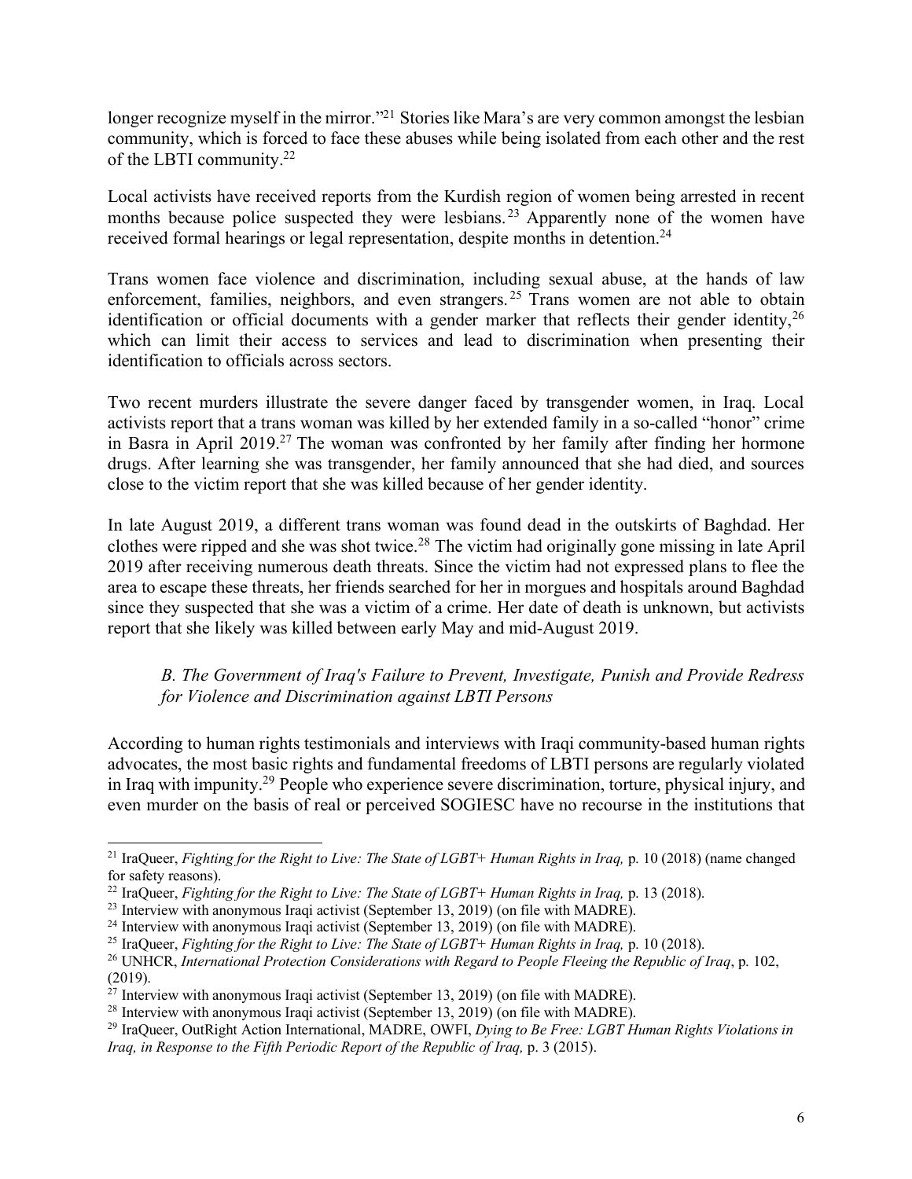longer recognize myself in the mirror."[21] Stories like Mara's are very common amongst the lesbian community, which is forced to face these abuses while being isolated from each other and the rest of the LBTI community.[22]

Local activists have received reports from the Kurdish region of women being arrested in recent months because police suspected they were lesbians.[23] Apparently none of the women have received formal hearings or legal representation, despite months in detention.[24]

Trans women face violence and discrimination, including sexual abuse, at the hands of law enforcement, families, neighbors, and even strangers.[25] Trans women are not able to obtain identification or official documents with a gender marker that reflects their gender identity,[26] which can limit their access to services and lead to discrimination when presenting their identification to officials across sectors.

Two recent murders illustrate the severe danger faced by transgender women, in Iraq. Local activists report that a trans woman was killed by her extended family in a so-called "honor" crime in Basra in April 2019.[27] The woman was confronted by her family after finding her hormone drugs. After learning she was transgender, her family announced that she had died, and sources close to the victim report that she was killed because of her gender identity.

In late August 2019, a different trans woman was found dead in the outskirts of Baghdad. Her clothes were ripped and she was shot twice.[28] The victim had originally gone missing in late April 2019 after receiving numerous death threats. Since the victim had not expressed plans to flee the area to escape these threats, her friends searched for her in morgues and hospitals around Baghdad since they suspected that she was a victim of a crime. Her date of death is unknown, but activists report that she likely was killed between early May and mid-August 2019.

### *B. The Government of Iraq's Failure to Prevent, Investigate, Punish and Provide Redress for Violence and Discrimination against LBTI Persons*

According to human rights testimonials and interviews with Iraqi community-based human rights advocates, the most basic rights and fundamental freedoms of LBTI persons are regularly violated in Iraq with impunity.[29] People who experience severe discrimination, torture, physical injury, and even murder on the basis of real or perceived SOGIESC have no recourse in the institutions that

---

[21] IraQueer, *Fighting for the Right to Live: The State of LGBT+ Human Rights in Iraq,* p. 10 (2018) (name changed for safety reasons).

[22] IraQueer, *Fighting for the Right to Live: The State of LGBT+ Human Rights in Iraq,* p. 13 (2018).

[23] Interview with anonymous Iraqi activist (September 13, 2019) (on file with MADRE).

[24] Interview with anonymous Iraqi activist (September 13, 2019) (on file with MADRE).

[25] IraQueer, *Fighting for the Right to Live: The State of LGBT+ Human Rights in Iraq,* p. 10 (2018).

[26] UNHCR, *International Protection Considerations with Regard to People Fleeing the Republic of Iraq*, p. 102, (2019).

[27] Interview with anonymous Iraqi activist (September 13, 2019) (on file with MADRE).

[28] Interview with anonymous Iraqi activist (September 13, 2019) (on file with MADRE).

[29] IraQueer, OutRight Action International, MADRE, OWFI, *Dying to Be Free: LGBT Human Rights Violations in Iraq, in Response to the Fifth Periodic Report of the Republic of Iraq,* p. 3 (2015).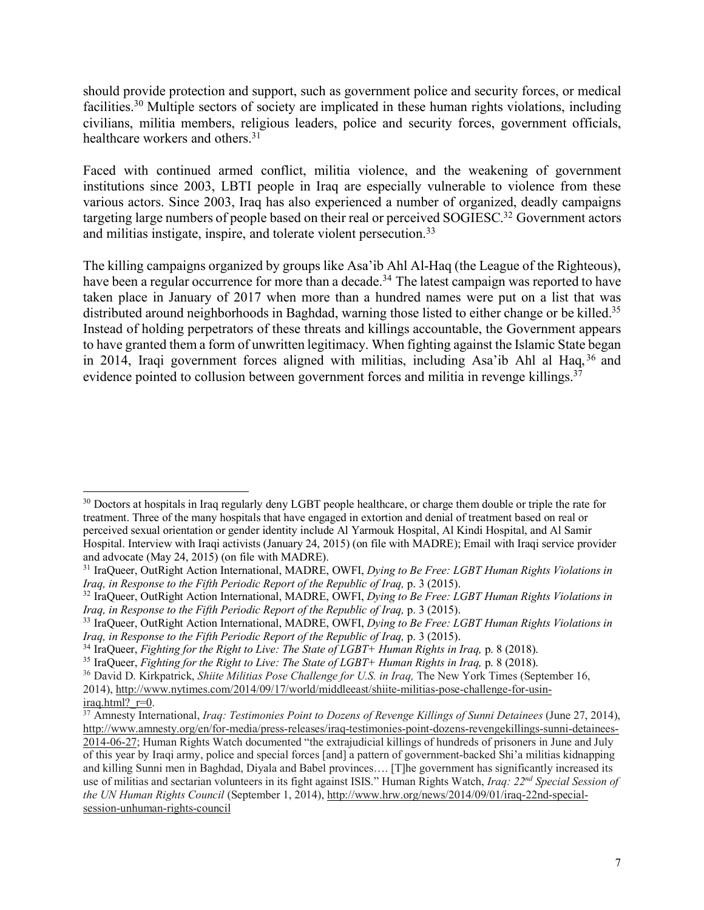should provide protection and support, such as government police and security forces, or medical facilities.[30] Multiple sectors of society are implicated in these human rights violations, including civilians, militia members, religious leaders, police and security forces, government officials, healthcare workers and others.[31]

Faced with continued armed conflict, militia violence, and the weakening of government institutions since 2003, LBTI people in Iraq are especially vulnerable to violence from these various actors. Since 2003, Iraq has also experienced a number of organized, deadly campaigns targeting large numbers of people based on their real or perceived SOGIESC.[32] Government actors and militias instigate, inspire, and tolerate violent persecution.[33]

The killing campaigns organized by groups like Asa'ib Ahl Al-Haq (the League of the Righteous), have been a regular occurrence for more than a decade.[34] The latest campaign was reported to have taken place in January of 2017 when more than a hundred names were put on a list that was distributed around neighborhoods in Baghdad, warning those listed to either change or be killed.[35] Instead of holding perpetrators of these threats and killings accountable, the Government appears to have granted them a form of unwritten legitimacy. When fighting against the Islamic State began in 2014, Iraqi government forces aligned with militias, including Asa'ib Ahl al Haq,[36] and evidence pointed to collusion between government forces and militia in revenge killings.[37]

---

[30] Doctors at hospitals in Iraq regularly deny LGBT people healthcare, or charge them double or triple the rate for treatment. Three of the many hospitals that have engaged in extortion and denial of treatment based on real or perceived sexual orientation or gender identity include Al Yarmouk Hospital, Al Kindi Hospital, and Al Samir Hospital. Interview with Iraqi activists (January 24, 2015) (on file with MADRE); Email with Iraqi service provider and advocate (May 24, 2015) (on file with MADRE).

[31] IraQueer, OutRight Action International, MADRE, OWFI, *Dying to Be Free: LGBT Human Rights Violations in Iraq, in Response to the Fifth Periodic Report of the Republic of Iraq,* p. 3 (2015).

[32] IraQueer, OutRight Action International, MADRE, OWFI, *Dying to Be Free: LGBT Human Rights Violations in Iraq, in Response to the Fifth Periodic Report of the Republic of Iraq,* p. 3 (2015).

[33] IraQueer, OutRight Action International, MADRE, OWFI, *Dying to Be Free: LGBT Human Rights Violations in Iraq, in Response to the Fifth Periodic Report of the Republic of Iraq,* p. 3 (2015).

[34] IraQueer, *Fighting for the Right to Live: The State of LGBT+ Human Rights in Iraq,* p. 8 (2018).

[35] IraQueer, *Fighting for the Right to Live: The State of LGBT+ Human Rights in Iraq,* p. 8 (2018).

[36] David D. Kirkpatrick, *Shiite Militias Pose Challenge for U.S. in Iraq,* The New York Times (September 16, 2014), http://www.nytimes.com/2014/09/17/world/middleeast/shiite-militias-pose-challenge-for-usin-iraq.html?_r=0.

[37] Amnesty International, *Iraq: Testimonies Point to Dozens of Revenge Killings of Sunni Detainees* (June 27, 2014), http://www.amnesty.org/en/for-media/press-releases/iraq-testimonies-point-dozens-revengekillings-sunni-detainees-2014-06-27; Human Rights Watch documented "the extrajudicial killings of hundreds of prisoners in June and July of this year by Iraqi army, police and special forces [and] a pattern of government-backed Shi'a militias kidnapping and killing Sunni men in Baghdad, Diyala and Babel provinces…. [T]he government has significantly increased its use of militias and sectarian volunteers in its fight against ISIS." Human Rights Watch, *Iraq: 22nd Special Session of the UN Human Rights Council* (September 1, 2014), http://www.hrw.org/news/2014/09/01/iraq-22nd-special-session-unhuman-rights-council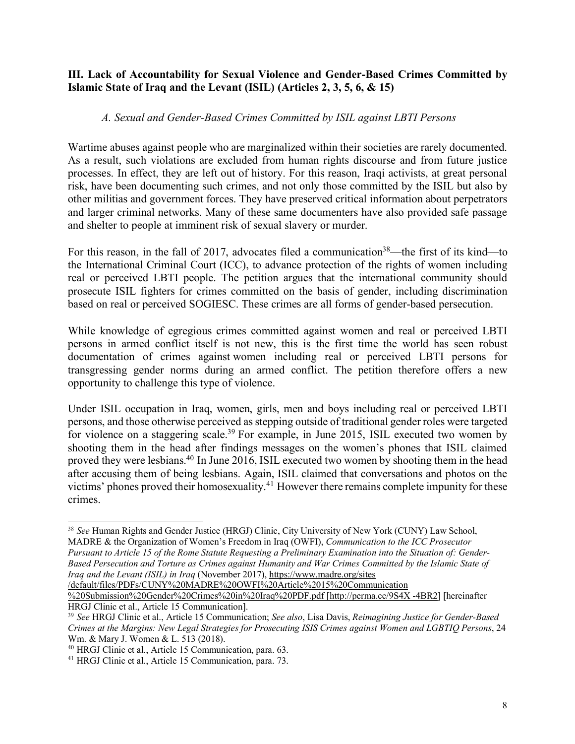### III. Lack of Accountability for Sexual Violence and Gender-Based Crimes Committed by Islamic State of Iraq and the Levant (ISIL) (Articles 2, 3, 5, 6, & 15)

#### *A. Sexual and Gender-Based Crimes Committed by ISIL against LBTI Persons*

Wartime abuses against people who are marginalized within their societies are rarely documented. As a result, such violations are excluded from human rights discourse and from future justice processes. In effect, they are left out of history. For this reason, Iraqi activists, at great personal risk, have been documenting such crimes, and not only those committed by the ISIL but also by other militias and government forces. They have preserved critical information about perpetrators and larger criminal networks. Many of these same documenters have also provided safe passage and shelter to people at imminent risk of sexual slavery or murder.

For this reason, in the fall of 2017, advocates filed a communication[38]—the first of its kind—to the International Criminal Court (ICC), to advance protection of the rights of women including real or perceived LBTI people. The petition argues that the international community should prosecute ISIL fighters for crimes committed on the basis of gender, including discrimination based on real or perceived SOGIESC. These crimes are all forms of gender-based persecution.

While knowledge of egregious crimes committed against women and real or perceived LBTI persons in armed conflict itself is not new, this is the first time the world has seen robust documentation of crimes against women including real or perceived LBTI persons for transgressing gender norms during an armed conflict. The petition therefore offers a new opportunity to challenge this type of violence.

Under ISIL occupation in Iraq, women, girls, men and boys including real or perceived LBTI persons, and those otherwise perceived as stepping outside of traditional gender roles were targeted for violence on a staggering scale.[39] For example, in June 2015, ISIL executed two women by shooting them in the head after findings messages on the women's phones that ISIL claimed proved they were lesbians.[40] In June 2016, ISIL executed two women by shooting them in the head after accusing them of being lesbians. Again, ISIL claimed that conversations and photos on the victims' phones proved their homosexuality.[41] However there remains complete impunity for these crimes.

---

[38] *See* Human Rights and Gender Justice (HRGJ) Clinic, City University of New York (CUNY) Law School, MADRE & the Organization of Women's Freedom in Iraq (OWFI), *Communication to the ICC Prosecutor Pursuant to Article 15 of the Rome Statute Requesting a Preliminary Examination into the Situation of: Gender-Based Persecution and Torture as Crimes against Humanity and War Crimes Committed by the Islamic State of Iraq and the Levant (ISIL) in Iraq* (November 2017), https://www.madre.org/sites/default/files/PDFs/CUNY%20MADRE%20OWFI%20Article%2015%20Communication%20Submission%20Gender%20Crimes%20in%20Iraq%20PDF.pdf [http://perma.cc/9S4X -4BR2] [hereinafter HRGJ Clinic et al., Article 15 Communication].

[39] *See* HRGJ Clinic et al., Article 15 Communication; *See also*, Lisa Davis, *Reimagining Justice for Gender-Based Crimes at the Margins: New Legal Strategies for Prosecuting ISIS Crimes against Women and LGBTIQ Persons*, 24 Wm. & Mary J. Women & L. 513 (2018).

[40] HRGJ Clinic et al., Article 15 Communication, para. 63.

[41] HRGJ Clinic et al., Article 15 Communication, para. 73.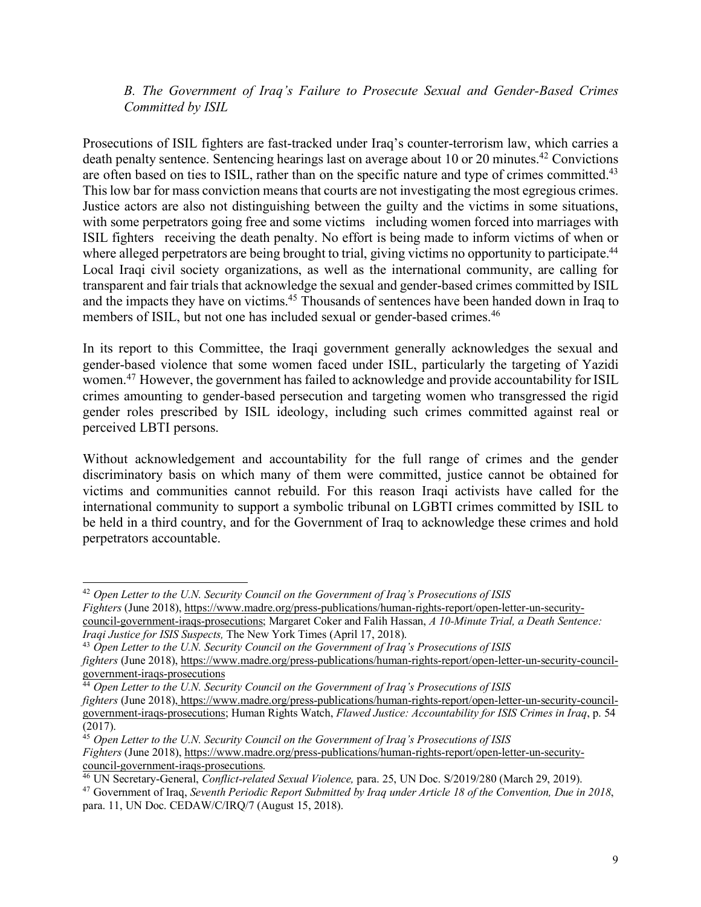*B. The Government of Iraq's Failure to Prosecute Sexual and Gender-Based Crimes Committed by ISIL*

Prosecutions of ISIL fighters are fast-tracked under Iraq's counter-terrorism law, which carries a death penalty sentence. Sentencing hearings last on average about 10 or 20 minutes.[42] Convictions are often based on ties to ISIL, rather than on the specific nature and type of crimes committed.[43] This low bar for mass conviction means that courts are not investigating the most egregious crimes. Justice actors are also not distinguishing between the guilty and the victims in some situations, with some perpetrators going free and some victims including women forced into marriages with ISIL fighters receiving the death penalty. No effort is being made to inform victims of when or where alleged perpetrators are being brought to trial, giving victims no opportunity to participate.[44] Local Iraqi civil society organizations, as well as the international community, are calling for transparent and fair trials that acknowledge the sexual and gender-based crimes committed by ISIL and the impacts they have on victims.[45] Thousands of sentences have been handed down in Iraq to members of ISIL, but not one has included sexual or gender-based crimes.[46]

In its report to this Committee, the Iraqi government generally acknowledges the sexual and gender-based violence that some women faced under ISIL, particularly the targeting of Yazidi women.[47] However, the government has failed to acknowledge and provide accountability for ISIL crimes amounting to gender-based persecution and targeting women who transgressed the rigid gender roles prescribed by ISIL ideology, including such crimes committed against real or perceived LBTI persons.

Without acknowledgement and accountability for the full range of crimes and the gender discriminatory basis on which many of them were committed, justice cannot be obtained for victims and communities cannot rebuild. For this reason Iraqi activists have called for the international community to support a symbolic tribunal on LGBTI crimes committed by ISIL to be held in a third country, and for the Government of Iraq to acknowledge these crimes and hold perpetrators accountable.

---

[42] *Open Letter to the U.N. Security Council on the Government of Iraq's Prosecutions of ISIS Fighters* (June 2018), https://www.madre.org/press-publications/human-rights-report/open-letter-un-security-council-government-iraqs-prosecutions; Margaret Coker and Falih Hassan, *A 10-Minute Trial, a Death Sentence: Iraqi Justice for ISIS Suspects,* The New York Times (April 17, 2018).

[43] *Open Letter to the U.N. Security Council on the Government of Iraq's Prosecutions of ISIS fighters* (June 2018), https://www.madre.org/press-publications/human-rights-report/open-letter-un-security-council-government-iraqs-prosecutions

[44] *Open Letter to the U.N. Security Council on the Government of Iraq's Prosecutions of ISIS fighters* (June 2018), https://www.madre.org/press-publications/human-rights-report/open-letter-un-security-council-government-iraqs-prosecutions; Human Rights Watch, *Flawed Justice: Accountability for ISIS Crimes in Iraq*, p. 54 (2017).

[45] *Open Letter to the U.N. Security Council on the Government of Iraq's Prosecutions of ISIS Fighters* (June 2018), https://www.madre.org/press-publications/human-rights-report/open-letter-un-security-council-government-iraqs-prosecutions.

[46] UN Secretary-General, *Conflict-related Sexual Violence,* para. 25, UN Doc. S/2019/280 (March 29, 2019).

[47] Government of Iraq, *Seventh Periodic Report Submitted by Iraq under Article 18 of the Convention, Due in 2018*, para. 11, UN Doc. CEDAW/C/IRQ/7 (August 15, 2018).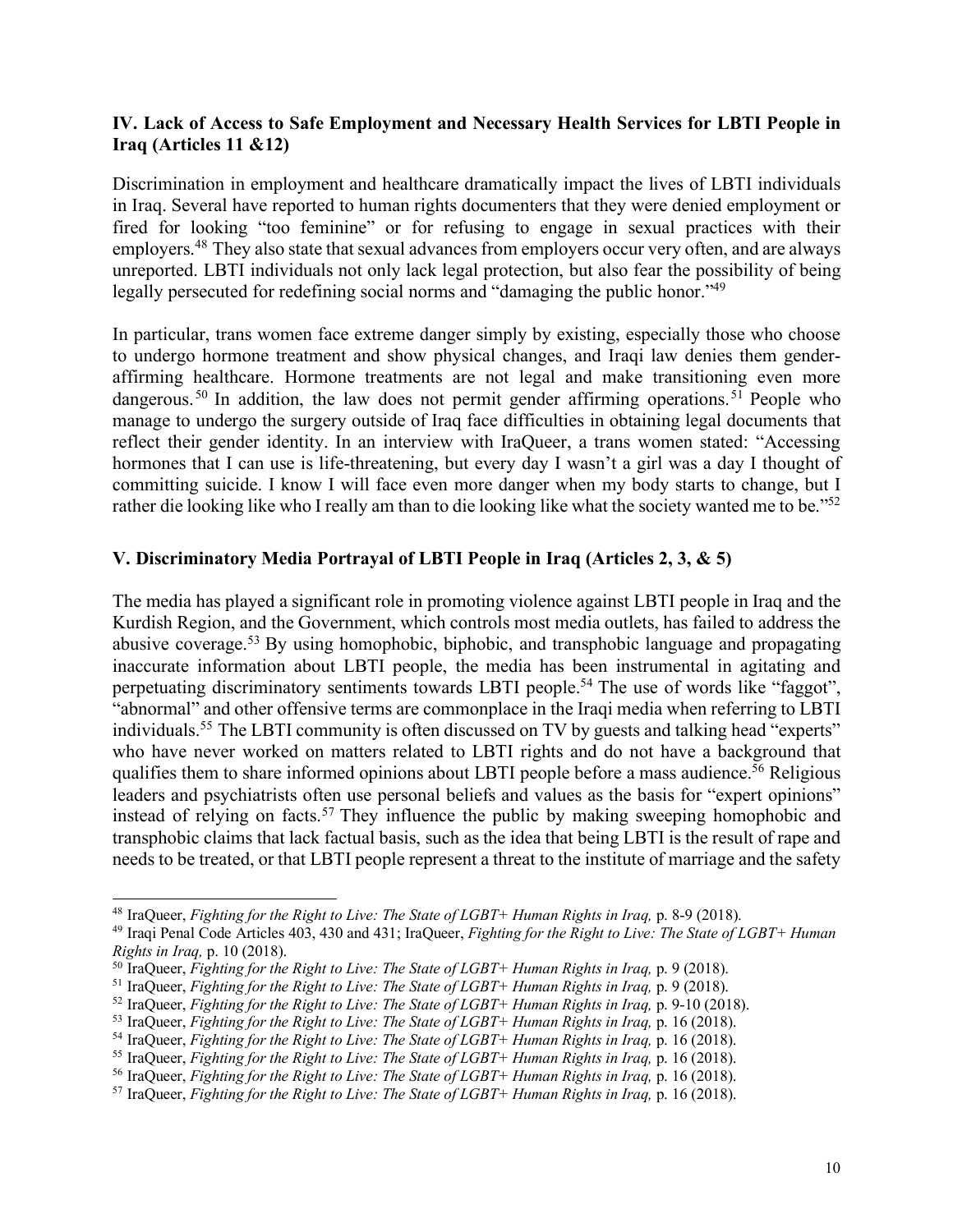## IV. Lack of Access to Safe Employment and Necessary Health Services for LBTI People in Iraq (Articles 11 &12)

Discrimination in employment and healthcare dramatically impact the lives of LBTI individuals in Iraq. Several have reported to human rights documenters that they were denied employment or fired for looking "too feminine" or for refusing to engage in sexual practices with their employers.[48] They also state that sexual advances from employers occur very often, and are always unreported. LBTI individuals not only lack legal protection, but also fear the possibility of being legally persecuted for redefining social norms and "damaging the public honor."[49]

In particular, trans women face extreme danger simply by existing, especially those who choose to undergo hormone treatment and show physical changes, and Iraqi law denies them gender-affirming healthcare. Hormone treatments are not legal and make transitioning even more dangerous.[50] In addition, the law does not permit gender affirming operations.[51] People who manage to undergo the surgery outside of Iraq face difficulties in obtaining legal documents that reflect their gender identity. In an interview with IraQueer, a trans women stated: "Accessing hormones that I can use is life-threatening, but every day I wasn't a girl was a day I thought of committing suicide. I know I will face even more danger when my body starts to change, but I rather die looking like who I really am than to die looking like what the society wanted me to be."[52]

## V. Discriminatory Media Portrayal of LBTI People in Iraq (Articles 2, 3, & 5)

The media has played a significant role in promoting violence against LBTI people in Iraq and the Kurdish Region, and the Government, which controls most media outlets, has failed to address the abusive coverage.[53] By using homophobic, biphobic, and transphobic language and propagating inaccurate information about LBTI people, the media has been instrumental in agitating and perpetuating discriminatory sentiments towards LBTI people.[54] The use of words like "faggot", "abnormal" and other offensive terms are commonplace in the Iraqi media when referring to LBTI individuals.[55] The LBTI community is often discussed on TV by guests and talking head "experts" who have never worked on matters related to LBTI rights and do not have a background that qualifies them to share informed opinions about LBTI people before a mass audience.[56] Religious leaders and psychiatrists often use personal beliefs and values as the basis for "expert opinions" instead of relying on facts.[57] They influence the public by making sweeping homophobic and transphobic claims that lack factual basis, such as the idea that being LBTI is the result of rape and needs to be treated, or that LBTI people represent a threat to the institute of marriage and the safety

---

[48] IraQueer, *Fighting for the Right to Live: The State of LGBT+ Human Rights in Iraq,* p. 8-9 (2018).

[49] Iraqi Penal Code Articles 403, 430 and 431; IraQueer, *Fighting for the Right to Live: The State of LGBT+ Human Rights in Iraq,* p. 10 (2018).

[50] IraQueer, *Fighting for the Right to Live: The State of LGBT+ Human Rights in Iraq,* p. 9 (2018).

[51] IraQueer, *Fighting for the Right to Live: The State of LGBT+ Human Rights in Iraq,* p. 9 (2018).

[52] IraQueer, *Fighting for the Right to Live: The State of LGBT+ Human Rights in Iraq,* p. 9-10 (2018).

[53] IraQueer, *Fighting for the Right to Live: The State of LGBT+ Human Rights in Iraq,* p. 16 (2018).

[54] IraQueer, *Fighting for the Right to Live: The State of LGBT+ Human Rights in Iraq,* p. 16 (2018).

[55] IraQueer, *Fighting for the Right to Live: The State of LGBT+ Human Rights in Iraq,* p. 16 (2018).

[56] IraQueer, *Fighting for the Right to Live: The State of LGBT+ Human Rights in Iraq,* p. 16 (2018).

[57] IraQueer, *Fighting for the Right to Live: The State of LGBT+ Human Rights in Iraq,* p. 16 (2018).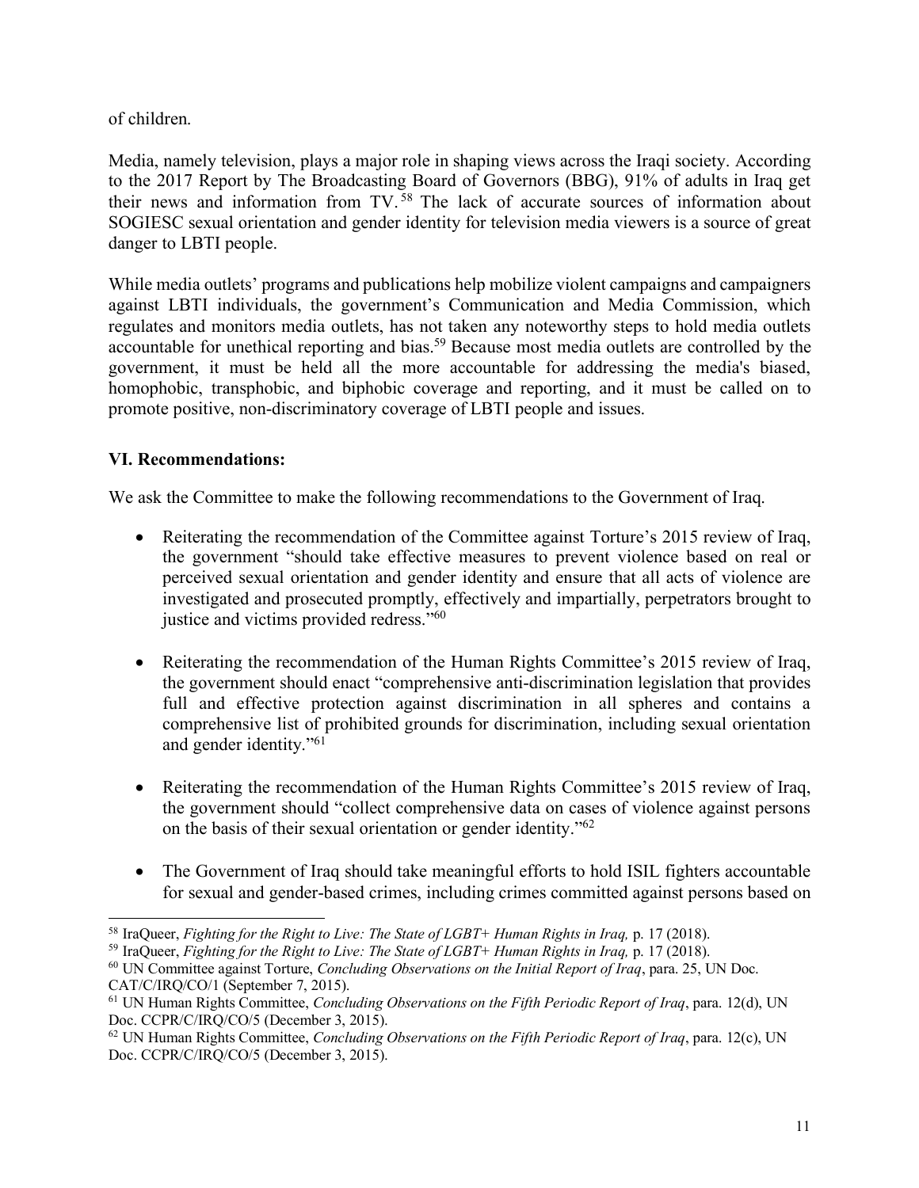of children.

Media, namely television, plays a major role in shaping views across the Iraqi society. According to the 2017 Report by The Broadcasting Board of Governors (BBG), 91% of adults in Iraq get their news and information from TV.[58] The lack of accurate sources of information about SOGIESC sexual orientation and gender identity for television media viewers is a source of great danger to LBTI people.

While media outlets' programs and publications help mobilize violent campaigns and campaigners against LBTI individuals, the government's Communication and Media Commission, which regulates and monitors media outlets, has not taken any noteworthy steps to hold media outlets accountable for unethical reporting and bias.[59] Because most media outlets are controlled by the government, it must be held all the more accountable for addressing the media's biased, homophobic, transphobic, and biphobic coverage and reporting, and it must be called on to promote positive, non-discriminatory coverage of LBTI people and issues.

## VI. Recommendations:

We ask the Committee to make the following recommendations to the Government of Iraq.

- Reiterating the recommendation of the Committee against Torture's 2015 review of Iraq, the government "should take effective measures to prevent violence based on real or perceived sexual orientation and gender identity and ensure that all acts of violence are investigated and prosecuted promptly, effectively and impartially, perpetrators brought to justice and victims provided redress."[60]

- Reiterating the recommendation of the Human Rights Committee's 2015 review of Iraq, the government should enact "comprehensive anti-discrimination legislation that provides full and effective protection against discrimination in all spheres and contains a comprehensive list of prohibited grounds for discrimination, including sexual orientation and gender identity."[61]

- Reiterating the recommendation of the Human Rights Committee's 2015 review of Iraq, the government should "collect comprehensive data on cases of violence against persons on the basis of their sexual orientation or gender identity."[62]

- The Government of Iraq should take meaningful efforts to hold ISIL fighters accountable for sexual and gender-based crimes, including crimes committed against persons based on

---

[58] IraQueer, *Fighting for the Right to Live: The State of LGBT+ Human Rights in Iraq,* p. 17 (2018).

[59] IraQueer, *Fighting for the Right to Live: The State of LGBT+ Human Rights in Iraq,* p. 17 (2018).

[60] UN Committee against Torture, *Concluding Observations on the Initial Report of Iraq*, para. 25, UN Doc. CAT/C/IRQ/CO/1 (September 7, 2015).

[61] UN Human Rights Committee, *Concluding Observations on the Fifth Periodic Report of Iraq*, para. 12(d), UN Doc. CCPR/C/IRQ/CO/5 (December 3, 2015).

[62] UN Human Rights Committee, *Concluding Observations on the Fifth Periodic Report of Iraq*, para. 12(c), UN Doc. CCPR/C/IRQ/CO/5 (December 3, 2015).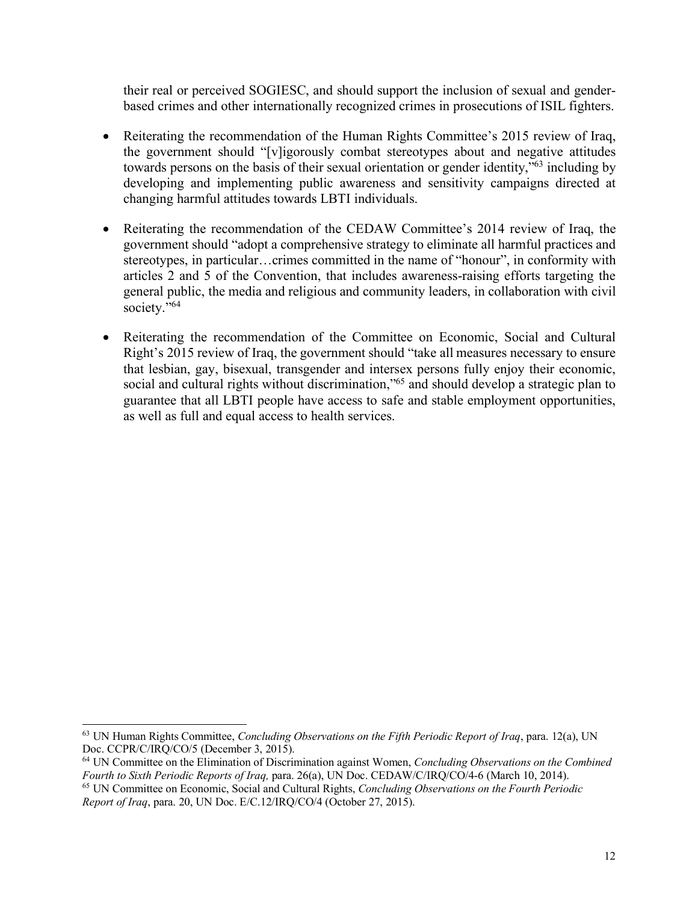their real or perceived SOGIESC, and should support the inclusion of sexual and gender-based crimes and other internationally recognized crimes in prosecutions of ISIL fighters.

- Reiterating the recommendation of the Human Rights Committee's 2015 review of Iraq, the government should "[v]igorously combat stereotypes about and negative attitudes towards persons on the basis of their sexual orientation or gender identity,"[63] including by developing and implementing public awareness and sensitivity campaigns directed at changing harmful attitudes towards LBTI individuals.

- Reiterating the recommendation of the CEDAW Committee's 2014 review of Iraq, the government should "adopt a comprehensive strategy to eliminate all harmful practices and stereotypes, in particular…crimes committed in the name of "honour", in conformity with articles 2 and 5 of the Convention, that includes awareness-raising efforts targeting the general public, the media and religious and community leaders, in collaboration with civil society."[64]

- Reiterating the recommendation of the Committee on Economic, Social and Cultural Right's 2015 review of Iraq, the government should "take all measures necessary to ensure that lesbian, gay, bisexual, transgender and intersex persons fully enjoy their economic, social and cultural rights without discrimination,"[65] and should develop a strategic plan to guarantee that all LBTI people have access to safe and stable employment opportunities, as well as full and equal access to health services.

---

[63] UN Human Rights Committee, *Concluding Observations on the Fifth Periodic Report of Iraq*, para. 12(a), UN Doc. CCPR/C/IRQ/CO/5 (December 3, 2015).

[64] UN Committee on the Elimination of Discrimination against Women, *Concluding Observations on the Combined Fourth to Sixth Periodic Reports of Iraq,* para. 26(a), UN Doc. CEDAW/C/IRQ/CO/4-6 (March 10, 2014).

[65] UN Committee on Economic, Social and Cultural Rights, *Concluding Observations on the Fourth Periodic Report of Iraq*, para. 20, UN Doc. E/C.12/IRQ/CO/4 (October 27, 2015).